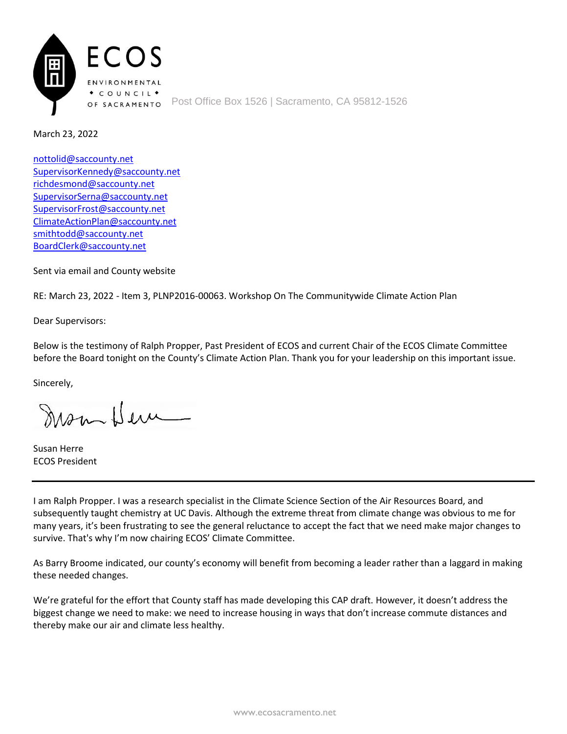ECOS

ENVIRONMENTAL
◆ COUNCIL ◆
OF SACRAMENTO

Post Office Box 1526 | Sacramento, CA 95812-1526

March 23, 2022

nottolid@saccounty.net
SupervisorKennedy@saccounty.net
richdesmond@saccounty.net
SupervisorSerna@saccounty.net
SupervisorFrost@saccounty.net
ClimateActionPlan@saccounty.net
smithtodd@saccounty.net
BoardClerk@saccounty.net

Sent via email and County website

RE: March 23, 2022 - Item 3, PLNP2016-00063. Workshop On The Communitywide Climate Action Plan

Dear Supervisors:

Below is the testimony of Ralph Propper, Past President of ECOS and current Chair of the ECOS Climate Committee before the Board tonight on the County's Climate Action Plan. Thank you for your leadership on this important issue.

Sincerely,

Susan Herre
ECOS President

---

I am Ralph Propper. I was a research specialist in the Climate Science Section of the Air Resources Board, and subsequently taught chemistry at UC Davis. Although the extreme threat from climate change was obvious to me for many years, it's been frustrating to see the general reluctance to accept the fact that we need make major changes to survive. That's why I'm now chairing ECOS' Climate Committee.

As Barry Broome indicated, our county's economy will benefit from becoming a leader rather than a laggard in making these needed changes.

We're grateful for the effort that County staff has made developing this CAP draft. However, it doesn't address the biggest change we need to make: we need to increase housing in ways that don't increase commute distances and thereby make our air and climate less healthy.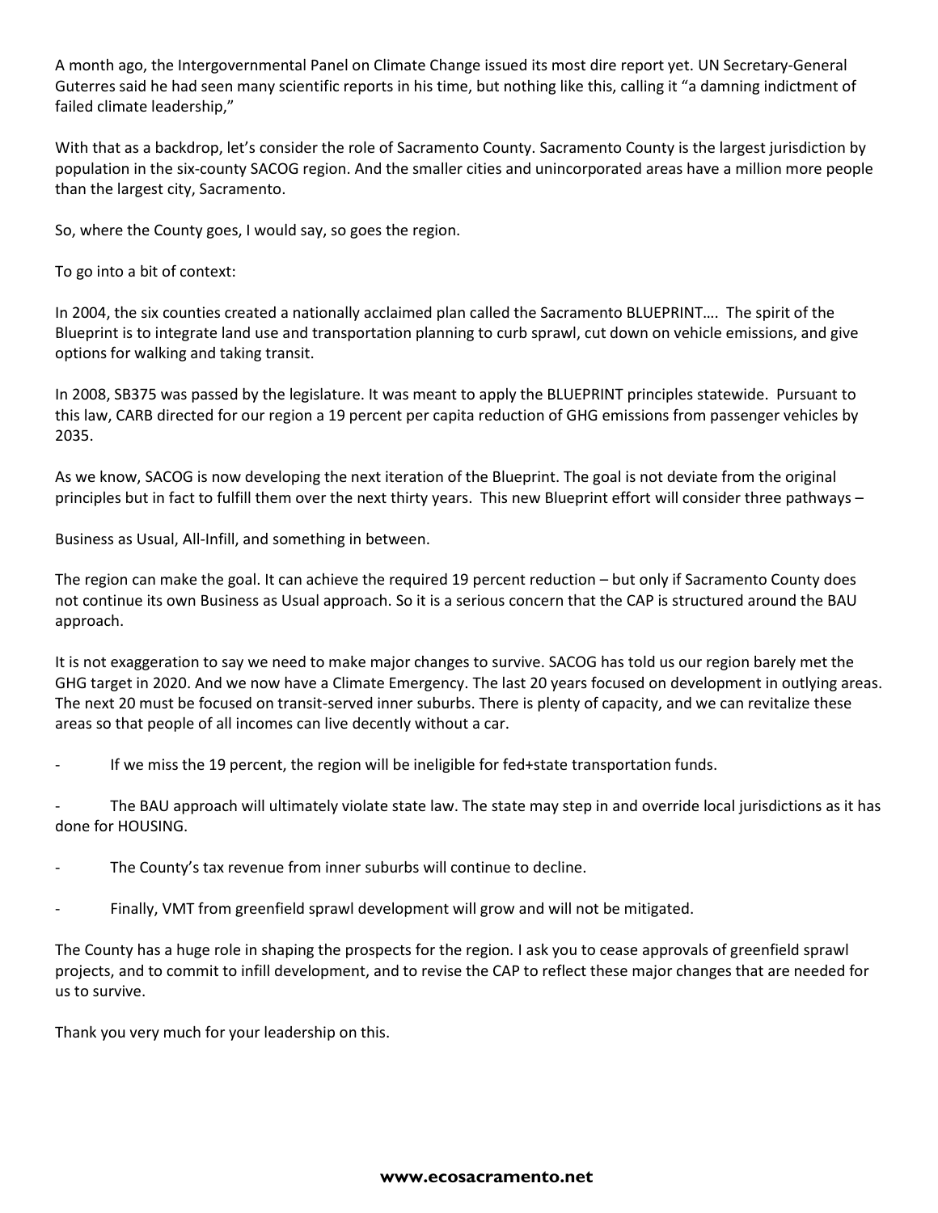A month ago, the Intergovernmental Panel on Climate Change issued its most dire report yet. UN Secretary-General Guterres said he had seen many scientific reports in his time, but nothing like this, calling it "a damning indictment of failed climate leadership,"

With that as a backdrop, let's consider the role of Sacramento County. Sacramento County is the largest jurisdiction by population in the six-county SACOG region. And the smaller cities and unincorporated areas have a million more people than the largest city, Sacramento.

So, where the County goes, I would say, so goes the region.

To go into a bit of context:

In 2004, the six counties created a nationally acclaimed plan called the Sacramento BLUEPRINT…. The spirit of the Blueprint is to integrate land use and transportation planning to curb sprawl, cut down on vehicle emissions, and give options for walking and taking transit.

In 2008, SB375 was passed by the legislature. It was meant to apply the BLUEPRINT principles statewide. Pursuant to this law, CARB directed for our region a 19 percent per capita reduction of GHG emissions from passenger vehicles by 2035.

As we know, SACOG is now developing the next iteration of the Blueprint. The goal is not deviate from the original principles but in fact to fulfill them over the next thirty years. This new Blueprint effort will consider three pathways –

Business as Usual, All-Infill, and something in between.

The region can make the goal. It can achieve the required 19 percent reduction – but only if Sacramento County does not continue its own Business as Usual approach. So it is a serious concern that the CAP is structured around the BAU approach.

It is not exaggeration to say we need to make major changes to survive. SACOG has told us our region barely met the GHG target in 2020. And we now have a Climate Emergency. The last 20 years focused on development in outlying areas. The next 20 must be focused on transit-served inner suburbs. There is plenty of capacity, and we can revitalize these areas so that people of all incomes can live decently without a car.

- If we miss the 19 percent, the region will be ineligible for fed+state transportation funds.
- The BAU approach will ultimately violate state law. The state may step in and override local jurisdictions as it has done for HOUSING.
- The County's tax revenue from inner suburbs will continue to decline.
- Finally, VMT from greenfield sprawl development will grow and will not be mitigated.

The County has a huge role in shaping the prospects for the region. I ask you to cease approvals of greenfield sprawl projects, and to commit to infill development, and to revise the CAP to reflect these major changes that are needed for us to survive.

Thank you very much for your leadership on this.

**www.ecosacramento.net**